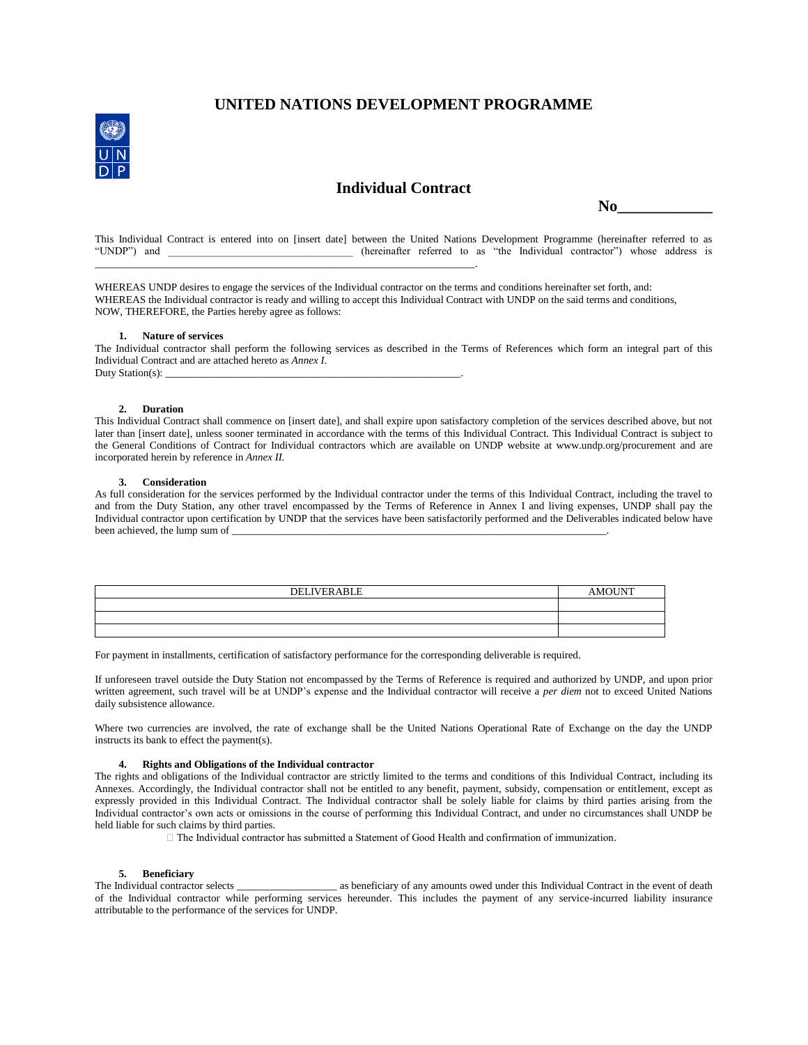# UNITED NATIONS DEVELOPMENT PROGRAMME

## Individual Contract

**No____________**

This Individual Contract is entered into on [insert date] between the United Nations Development Programme (hereinafter referred to as "UNDP") and ___________________________________ (hereinafter referred to as "the Individual contractor") whose address is _________________________________________________________________________.

WHEREAS UNDP desires to engage the services of the Individual contractor on the terms and conditions hereinafter set forth, and:
WHEREAS the Individual contractor is ready and willing to accept this Individual Contract with UNDP on the said terms and conditions,
NOW, THEREFORE, the Parties hereby agree as follows:

### 1. Nature of services

The Individual contractor shall perform the following services as described in the Terms of References which form an integral part of this Individual Contract and are attached hereto as *Annex I*.
Duty Station(s): __________________________________________________________.

### 2. Duration

This Individual Contract shall commence on [insert date], and shall expire upon satisfactory completion of the services described above, but not later than [insert date], unless sooner terminated in accordance with the terms of this Individual Contract. This Individual Contract is subject to the General Conditions of Contract for Individual contractors which are available on UNDP website at www.undp.org/procurement and are incorporated herein by reference in *Annex II.*

### 3. Consideration

As full consideration for the services performed by the Individual contractor under the terms of this Individual Contract, including the travel to and from the Duty Station, any other travel encompassed by the Terms of Reference in Annex I and living expenses, UNDP shall pay the Individual contractor upon certification by UNDP that the services have been satisfactorily performed and the Deliverables indicated below have been achieved, the lump sum of _______________________________________________________________________.

| DELIVERABLE | AMOUNT |
|---|---|
| | |
| | |
| | |

For payment in installments, certification of satisfactory performance for the corresponding deliverable is required.

If unforeseen travel outside the Duty Station not encompassed by the Terms of Reference is required and authorized by UNDP, and upon prior written agreement, such travel will be at UNDP's expense and the Individual contractor will receive a *per diem* not to exceed United Nations daily subsistence allowance.

Where two currencies are involved, the rate of exchange shall be the United Nations Operational Rate of Exchange on the day the UNDP instructs its bank to effect the payment(s).

### 4. Rights and Obligations of the Individual contractor

The rights and obligations of the Individual contractor are strictly limited to the terms and conditions of this Individual Contract, including its Annexes. Accordingly, the Individual contractor shall not be entitled to any benefit, payment, subsidy, compensation or entitlement, except as expressly provided in this Individual Contract. The Individual contractor shall be solely liable for claims by third parties arising from the Individual contractor's own acts or omissions in the course of performing this Individual Contract, and under no circumstances shall UNDP be held liable for such claims by third parties.

☐ The Individual contractor has submitted a Statement of Good Health and confirmation of immunization.

### 5. Beneficiary

The Individual contractor selects __________________ as beneficiary of any amounts owed under this Individual Contract in the event of death of the Individual contractor while performing services hereunder. This includes the payment of any service-incurred liability insurance attributable to the performance of the services for UNDP.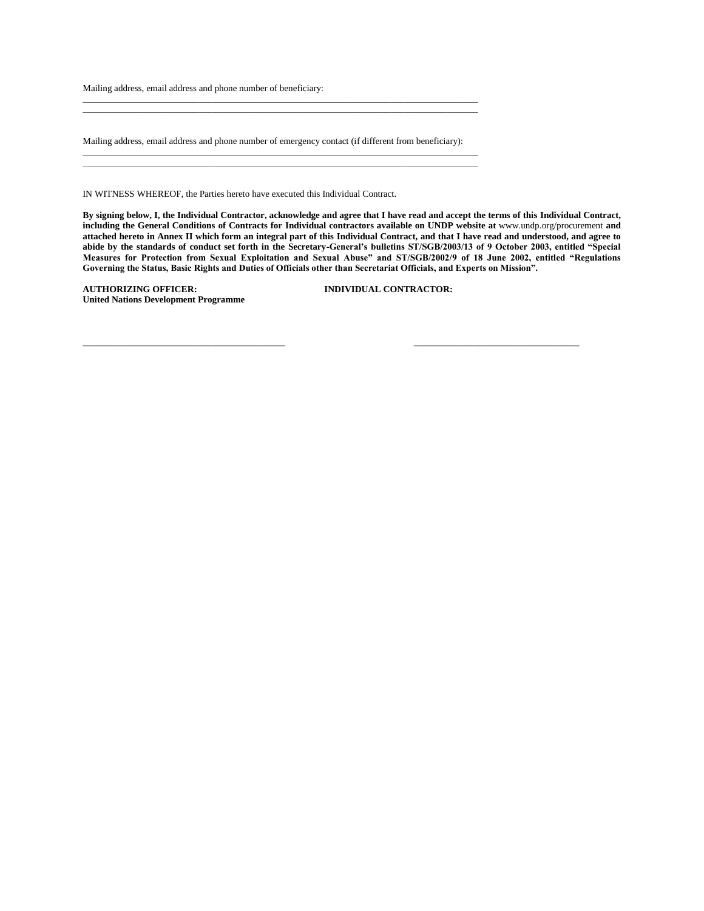Mailing address, email address and phone number of beneficiary:

\_\_\_\_\_\_\_\_\_\_\_\_\_\_\_\_\_\_\_\_\_\_\_\_\_\_\_\_\_\_\_\_\_\_\_\_\_\_\_\_\_\_\_\_\_\_\_\_\_\_\_\_\_\_\_\_\_\_\_\_\_\_\_\_\_\_\_\_\_\_\_\_\_\_\_\_\_\_\_\_\_\_\_\_

\_\_\_\_\_\_\_\_\_\_\_\_\_\_\_\_\_\_\_\_\_\_\_\_\_\_\_\_\_\_\_\_\_\_\_\_\_\_\_\_\_\_\_\_\_\_\_\_\_\_\_\_\_\_\_\_\_\_\_\_\_\_\_\_\_\_\_\_\_\_\_\_\_\_\_\_\_\_\_\_\_\_\_\_

Mailing address, email address and phone number of emergency contact (if different from beneficiary):

\_\_\_\_\_\_\_\_\_\_\_\_\_\_\_\_\_\_\_\_\_\_\_\_\_\_\_\_\_\_\_\_\_\_\_\_\_\_\_\_\_\_\_\_\_\_\_\_\_\_\_\_\_\_\_\_\_\_\_\_\_\_\_\_\_\_\_\_\_\_\_\_\_\_\_\_\_\_\_\_\_\_\_\_

\_\_\_\_\_\_\_\_\_\_\_\_\_\_\_\_\_\_\_\_\_\_\_\_\_\_\_\_\_\_\_\_\_\_\_\_\_\_\_\_\_\_\_\_\_\_\_\_\_\_\_\_\_\_\_\_\_\_\_\_\_\_\_\_\_\_\_\_\_\_\_\_\_\_\_\_\_\_\_\_\_\_\_\_

IN WITNESS WHEREOF, the Parties hereto have executed this Individual Contract.

**By signing below, I, the Individual Contractor, acknowledge and agree that I have read and accept the terms of this Individual Contract, including the General Conditions of Contracts for Individual contractors available on UNDP website at** www.undp.org/procurement **and attached hereto in Annex II which form an integral part of this Individual Contract, and that I have read and understood, and agree to abide by the standards of conduct set forth in the Secretary-General's bulletins ST/SGB/2003/13 of 9 October 2003, entitled "Special Measures for Protection from Sexual Exploitation and Sexual Abuse" and ST/SGB/2002/9 of 18 June 2002, entitled "Regulations Governing the Status, Basic Rights and Duties of Officials other than Secretariat Officials, and Experts on Mission".**

**AUTHORIZING OFFICER:**
**United Nations Development Programme**

**INDIVIDUAL CONTRACTOR:**

\_\_\_\_\_\_\_\_\_\_\_\_\_\_\_\_\_\_\_\_\_\_\_\_\_\_\_\_\_\_\_\_\_\_\_\_\_\_\_\_\_\_\_\_

\_\_\_\_\_\_\_\_\_\_\_\_\_\_\_\_\_\_\_\_\_\_\_\_\_\_\_\_\_\_\_\_\_\_\_\_\_\_